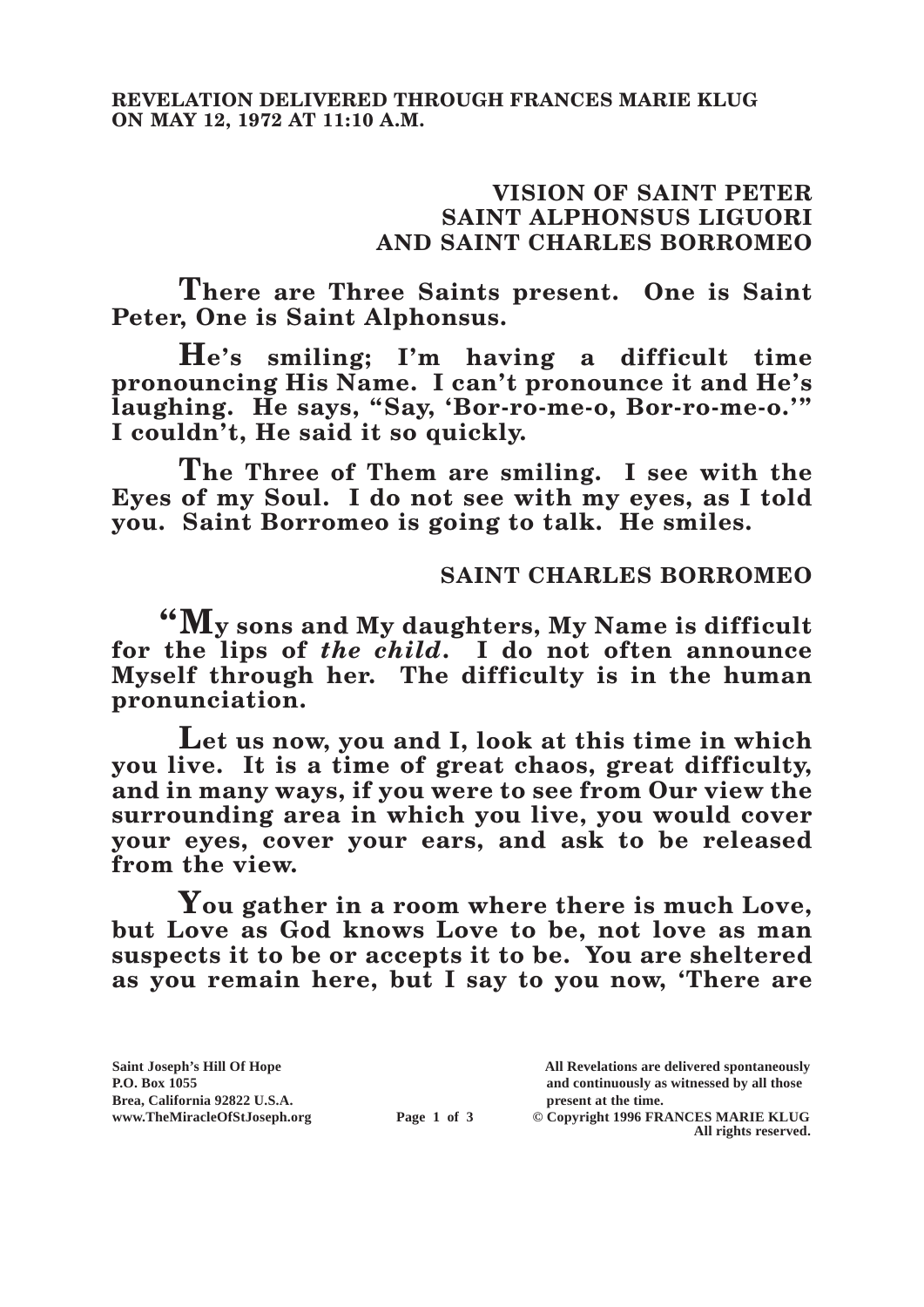**REVELATION DELIVERED THROUGH FRANCES MARIE KLUG ON MAY 12, 1972 AT 11:10 A.M.**

## VISION OF SAINT PETER SAINT ALPHONSUS LIGUORI AND SAINT CHARLES BORROMEO

**There are Three Saints present. One is Saint Peter, One is Saint Alphonsus.**

**He's smiling; I'm having a difficult time pronouncing His Name. I can't pronounce it and He's laughing. He says, "Say, 'Bor-ro-me-o, Bor-ro-me-o.'" I couldn't, He said it so quickly.**

**The Three of Them are smiling. I see with the Eyes of my Soul. I do not see with my eyes, as I told you. Saint Borromeo is going to talk. He smiles.**

### SAINT CHARLES BORROMEO

**"My sons and My daughters, My Name is difficult for the lips of *the child*. I do not often announce Myself through her. The difficulty is in the human pronunciation.**

**Let us now, you and I, look at this time in which you live. It is a time of great chaos, great difficulty, and in many ways, if you were to see from Our view the surrounding area in which you live, you would cover your eyes, cover your ears, and ask to be released from the view.**

**You gather in a room where there is much Love, but Love as God knows Love to be, not love as man suspects it to be or accepts it to be. You are sheltered as you remain here, but I say to you now, 'There are**

Saint Joseph's Hill Of Hope
P.O. Box 1055
Brea, California 92822 U.S.A.
www.TheMiracleOfStJoseph.org

All Revelations are delivered spontaneously and continuously as witnessed by all those present at the time.
© Copyright 1996 FRANCES MARIE KLUG
All rights reserved.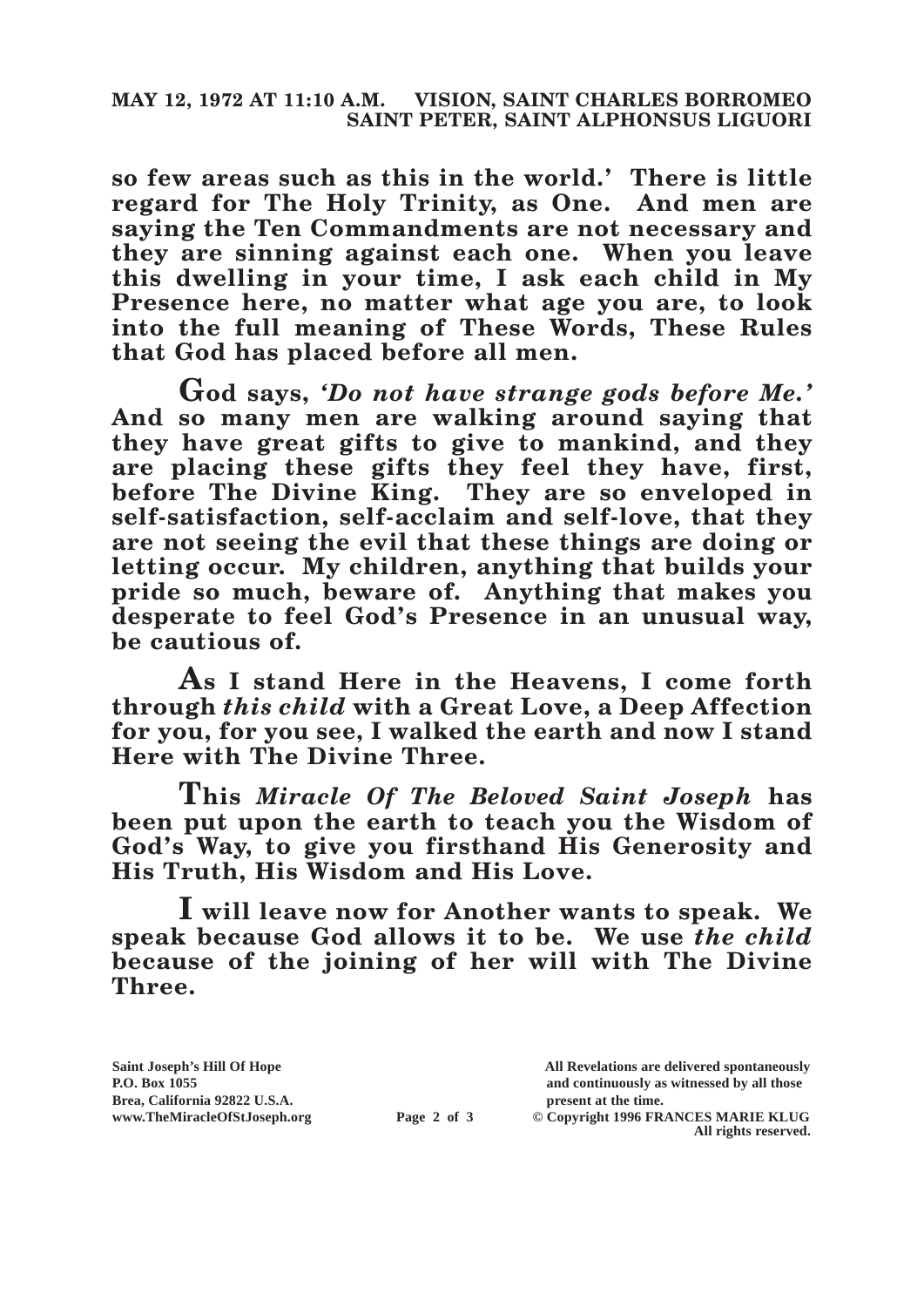**so few areas such as this in the world.' There is little regard for The Holy Trinity, as One. And men are saying the Ten Commandments are not necessary and they are sinning against each one. When you leave this dwelling in your time, I ask each child in My Presence here, no matter what age you are, to look into the full meaning of These Words, These Rules that God has placed before all men.**

**God says, *'Do not have strange gods before Me.'* And so many men are walking around saying that they have great gifts to give to mankind, and they are placing these gifts they feel they have, first, before The Divine King. They are so enveloped in self-satisfaction, self-acclaim and self-love, that they are not seeing the evil that these things are doing or letting occur. My children, anything that builds your pride so much, beware of. Anything that makes you desperate to feel God's Presence in an unusual way, be cautious of.**

**As I stand Here in the Heavens, I come forth through *this child* with a Great Love, a Deep Affection for you, for you see, I walked the earth and now I stand Here with The Divine Three.**

**This *Miracle Of The Beloved Saint Joseph* has been put upon the earth to teach you the Wisdom of God's Way, to give you firsthand His Generosity and His Truth, His Wisdom and His Love.**

**I will leave now for Another wants to speak. We speak because God allows it to be. We use *the child* because of the joining of her will with The Divine Three.**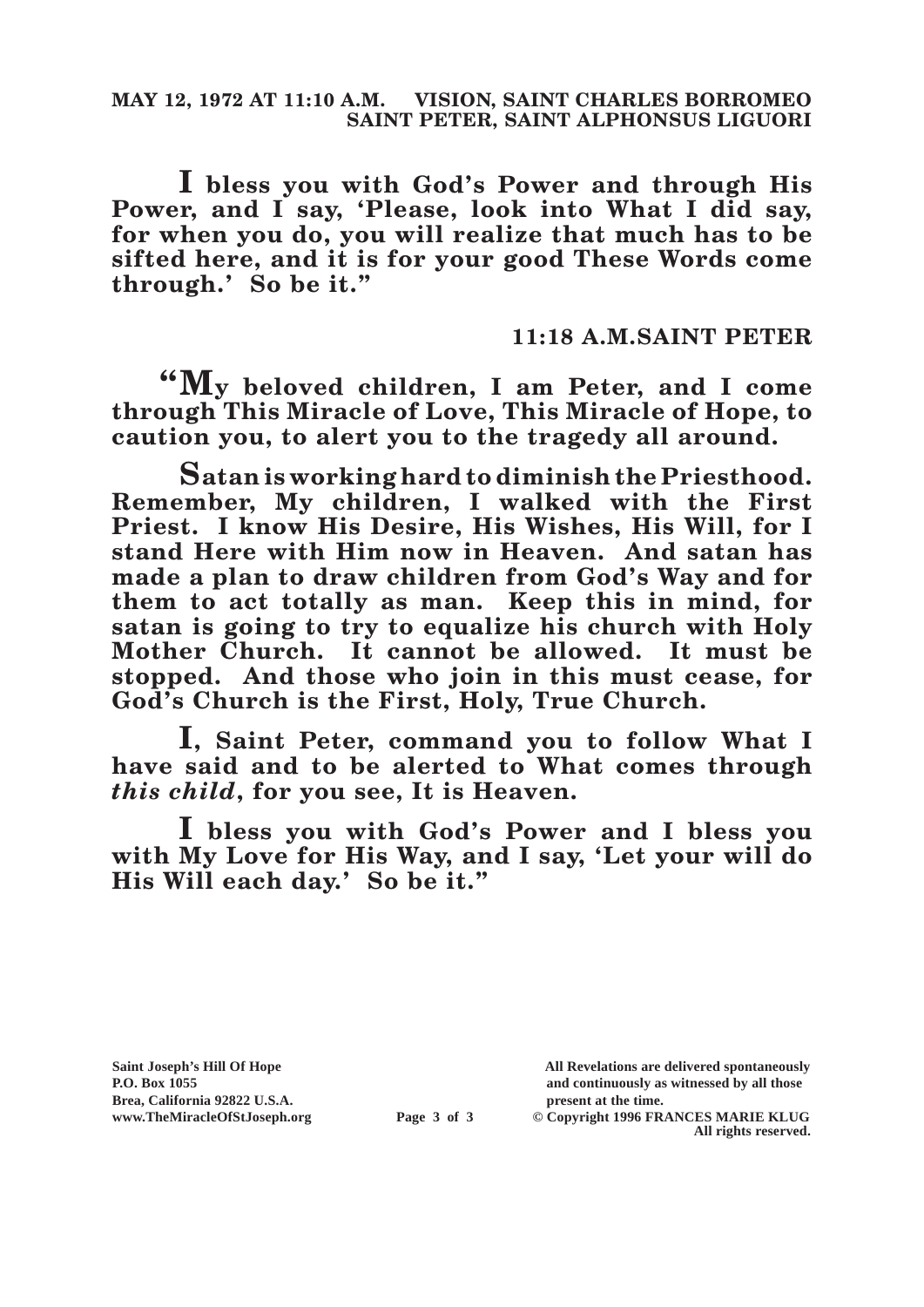**MAY 12, 1972 AT 11:10 A.M. VISION, SAINT CHARLES BORROMEO SAINT PETER, SAINT ALPHONSUS LIGUORI**

**I bless you with God's Power and through His Power, and I say, 'Please, look into What I did say, for when you do, you will realize that much has to be sifted here, and it is for your good These Words come through.' So be it."**

**11:18 A.M.SAINT PETER**

**"My beloved children, I am Peter, and I come through This Miracle of Love, This Miracle of Hope, to caution you, to alert you to the tragedy all around.**

**Satan is working hard to diminish the Priesthood. Remember, My children, I walked with the First Priest. I know His Desire, His Wishes, His Will, for I stand Here with Him now in Heaven. And satan has made a plan to draw children from God's Way and for them to act totally as man. Keep this in mind, for satan is going to try to equalize his church with Holy Mother Church. It cannot be allowed. It must be stopped. And those who join in this must cease, for God's Church is the First, Holy, True Church.**

**I, Saint Peter, command you to follow What I have said and to be alerted to What comes through *this child*, for you see, It is Heaven.**

**I bless you with God's Power and I bless you with My Love for His Way, and I say, 'Let your will do His Will each day.' So be it."**

**Saint Joseph's Hill Of Hope**
**P.O. Box 1055**
**Brea, California 92822 U.S.A.**
**www.TheMiracleOfStJoseph.org**

**All Revelations are delivered spontaneously and continuously as witnessed by all those present at the time.**
**© Copyright 1996 FRANCES MARIE KLUG**
**All rights reserved.**